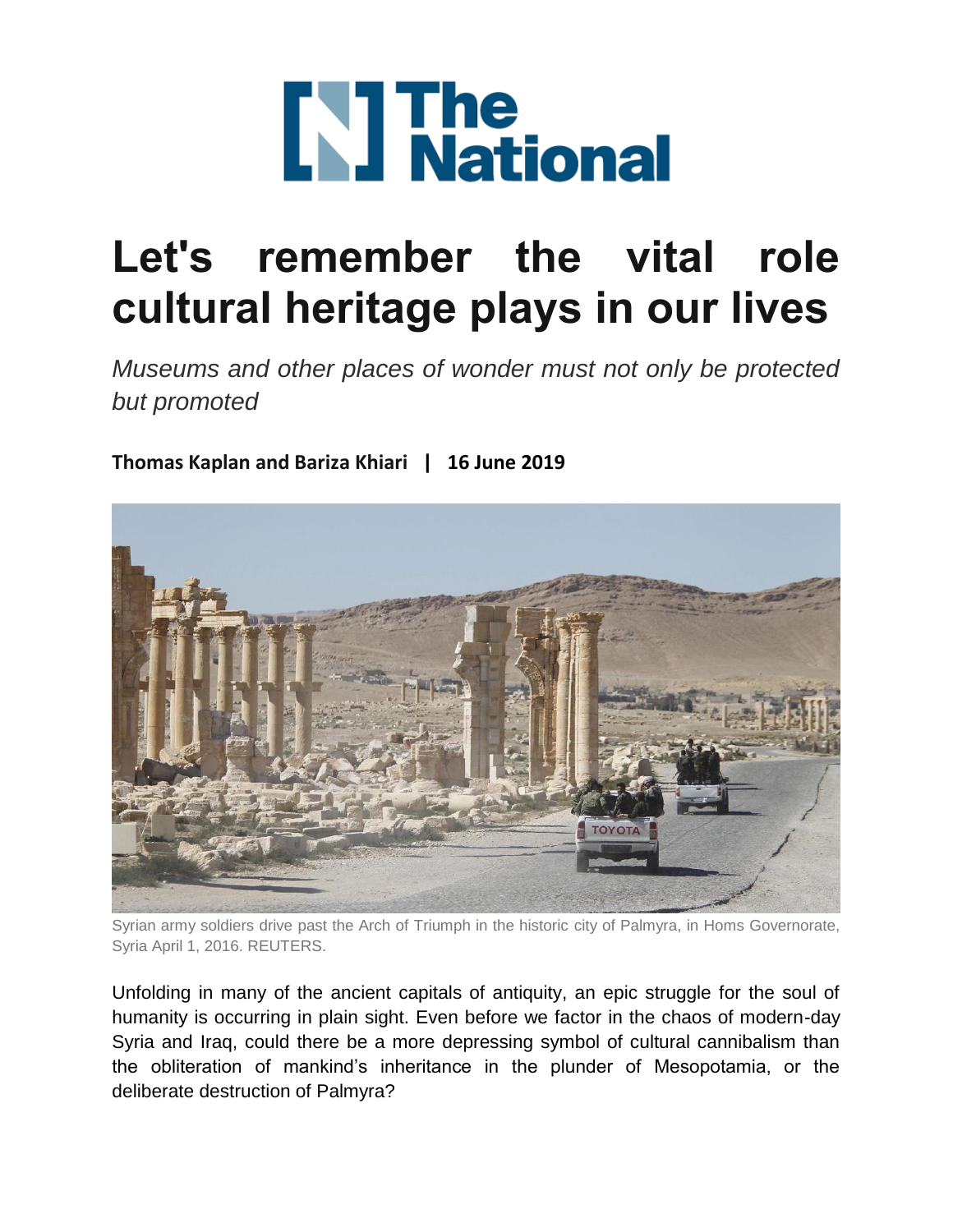# Let's remember the vital role cultural heritage plays in our lives

*Museums and other places of wonder must not only be protected but promoted*

**Thomas Kaplan and Bariza Khiari | 16 June 2019**

Syrian army soldiers drive past the Arch of Triumph in the historic city of Palmyra, in Homs Governorate, Syria April 1, 2016. REUTERS.

Unfolding in many of the ancient capitals of antiquity, an epic struggle for the soul of humanity is occurring in plain sight. Even before we factor in the chaos of modern-day Syria and Iraq, could there be a more depressing symbol of cultural cannibalism than the obliteration of mankind's inheritance in the plunder of Mesopotamia, or the deliberate destruction of Palmyra?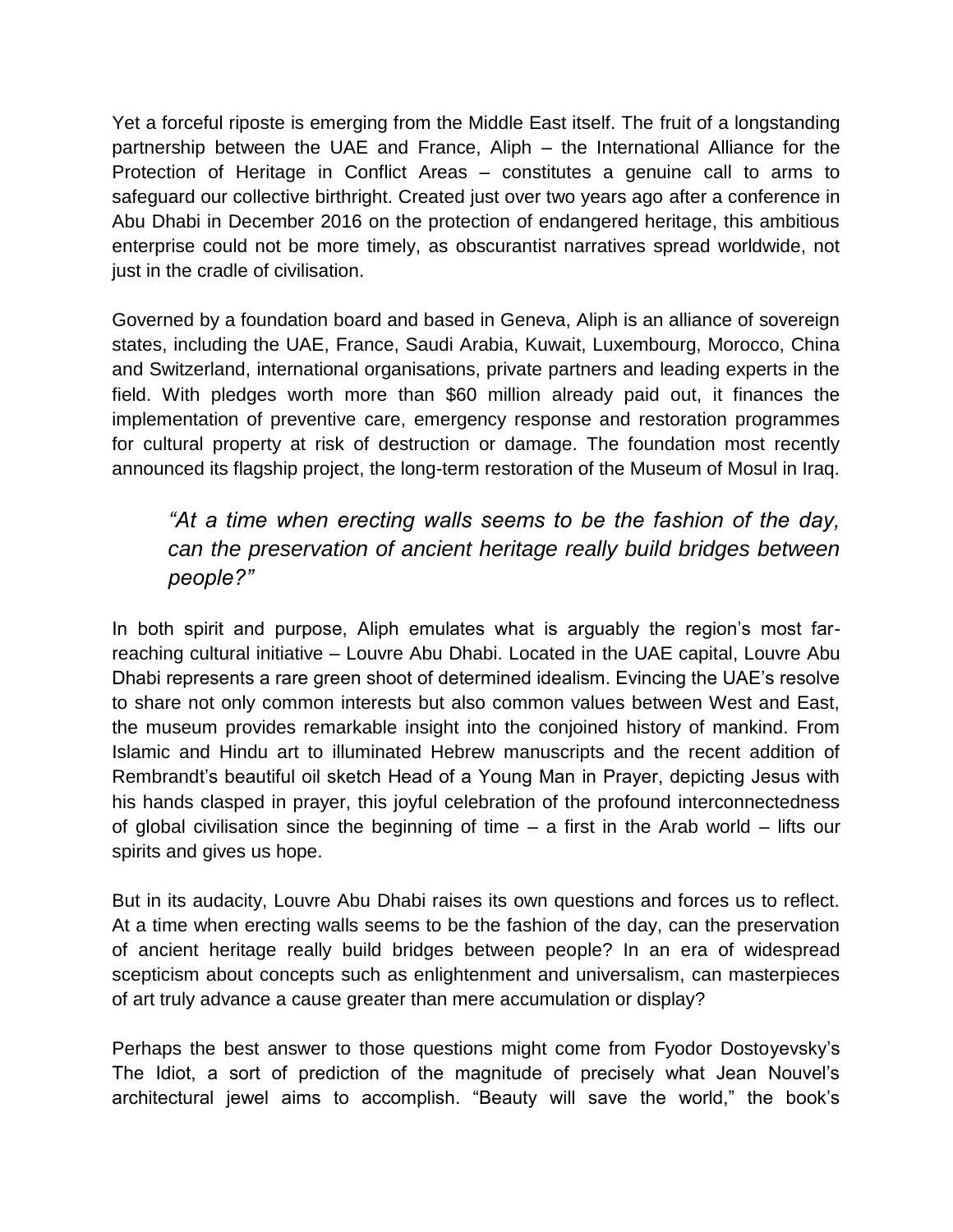Yet a forceful riposte is emerging from the Middle East itself. The fruit of a longstanding partnership between the UAE and France, Aliph – the International Alliance for the Protection of Heritage in Conflict Areas – constitutes a genuine call to arms to safeguard our collective birthright. Created just over two years ago after a conference in Abu Dhabi in December 2016 on the protection of endangered heritage, this ambitious enterprise could not be more timely, as obscurantist narratives spread worldwide, not just in the cradle of civilisation.

Governed by a foundation board and based in Geneva, Aliph is an alliance of sovereign states, including the UAE, France, Saudi Arabia, Kuwait, Luxembourg, Morocco, China and Switzerland, international organisations, private partners and leading experts in the field. With pledges worth more than $60 million already paid out, it finances the implementation of preventive care, emergency response and restoration programmes for cultural property at risk of destruction or damage. The foundation most recently announced its flagship project, the long-term restoration of the Museum of Mosul in Iraq.

> *"At a time when erecting walls seems to be the fashion of the day, can the preservation of ancient heritage really build bridges between people?"*

In both spirit and purpose, Aliph emulates what is arguably the region's most far-reaching cultural initiative – Louvre Abu Dhabi. Located in the UAE capital, Louvre Abu Dhabi represents a rare green shoot of determined idealism. Evincing the UAE's resolve to share not only common interests but also common values between West and East, the museum provides remarkable insight into the conjoined history of mankind. From Islamic and Hindu art to illuminated Hebrew manuscripts and the recent addition of Rembrandt's beautiful oil sketch Head of a Young Man in Prayer, depicting Jesus with his hands clasped in prayer, this joyful celebration of the profound interconnectedness of global civilisation since the beginning of time – a first in the Arab world – lifts our spirits and gives us hope.

But in its audacity, Louvre Abu Dhabi raises its own questions and forces us to reflect. At a time when erecting walls seems to be the fashion of the day, can the preservation of ancient heritage really build bridges between people? In an era of widespread scepticism about concepts such as enlightenment and universalism, can masterpieces of art truly advance a cause greater than mere accumulation or display?

Perhaps the best answer to those questions might come from Fyodor Dostoyevsky's The Idiot, a sort of prediction of the magnitude of precisely what Jean Nouvel's architectural jewel aims to accomplish. "Beauty will save the world," the book's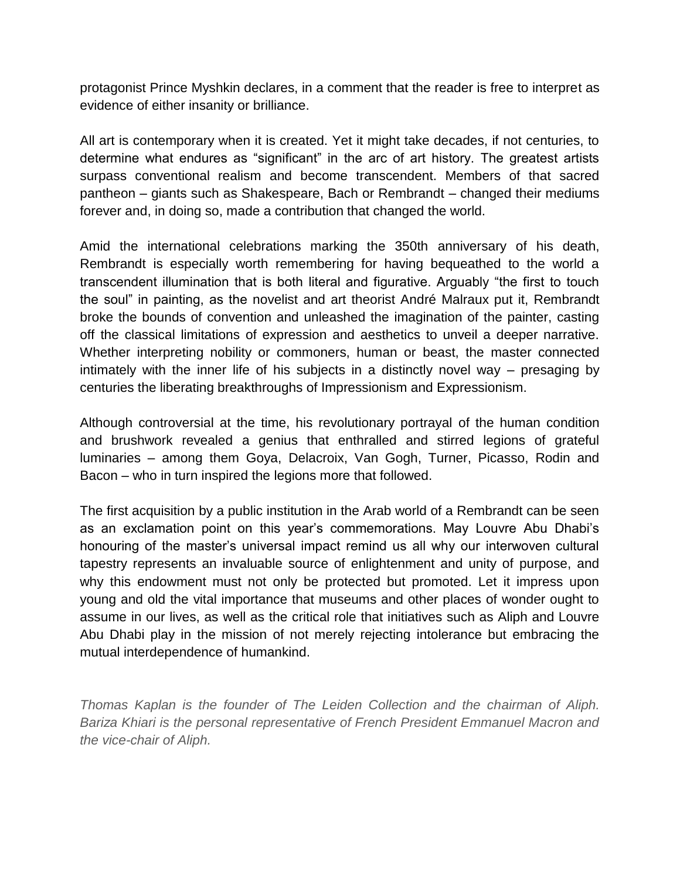protagonist Prince Myshkin declares, in a comment that the reader is free to interpret as evidence of either insanity or brilliance.

All art is contemporary when it is created. Yet it might take decades, if not centuries, to determine what endures as “significant” in the arc of art history. The greatest artists surpass conventional realism and become transcendent. Members of that sacred pantheon – giants such as Shakespeare, Bach or Rembrandt – changed their mediums forever and, in doing so, made a contribution that changed the world.

Amid the international celebrations marking the 350th anniversary of his death, Rembrandt is especially worth remembering for having bequeathed to the world a transcendent illumination that is both literal and figurative. Arguably “the first to touch the soul” in painting, as the novelist and art theorist André Malraux put it, Rembrandt broke the bounds of convention and unleashed the imagination of the painter, casting off the classical limitations of expression and aesthetics to unveil a deeper narrative. Whether interpreting nobility or commoners, human or beast, the master connected intimately with the inner life of his subjects in a distinctly novel way – presaging by centuries the liberating breakthroughs of Impressionism and Expressionism.

Although controversial at the time, his revolutionary portrayal of the human condition and brushwork revealed a genius that enthralled and stirred legions of grateful luminaries – among them Goya, Delacroix, Van Gogh, Turner, Picasso, Rodin and Bacon – who in turn inspired the legions more that followed.

The first acquisition by a public institution in the Arab world of a Rembrandt can be seen as an exclamation point on this year’s commemorations. May Louvre Abu Dhabi’s honouring of the master’s universal impact remind us all why our interwoven cultural tapestry represents an invaluable source of enlightenment and unity of purpose, and why this endowment must not only be protected but promoted. Let it impress upon young and old the vital importance that museums and other places of wonder ought to assume in our lives, as well as the critical role that initiatives such as Aliph and Louvre Abu Dhabi play in the mission of not merely rejecting intolerance but embracing the mutual interdependence of humankind.

*Thomas Kaplan is the founder of The Leiden Collection and the chairman of Aliph. Bariza Khiari is the personal representative of French President Emmanuel Macron and the vice-chair of Aliph.*